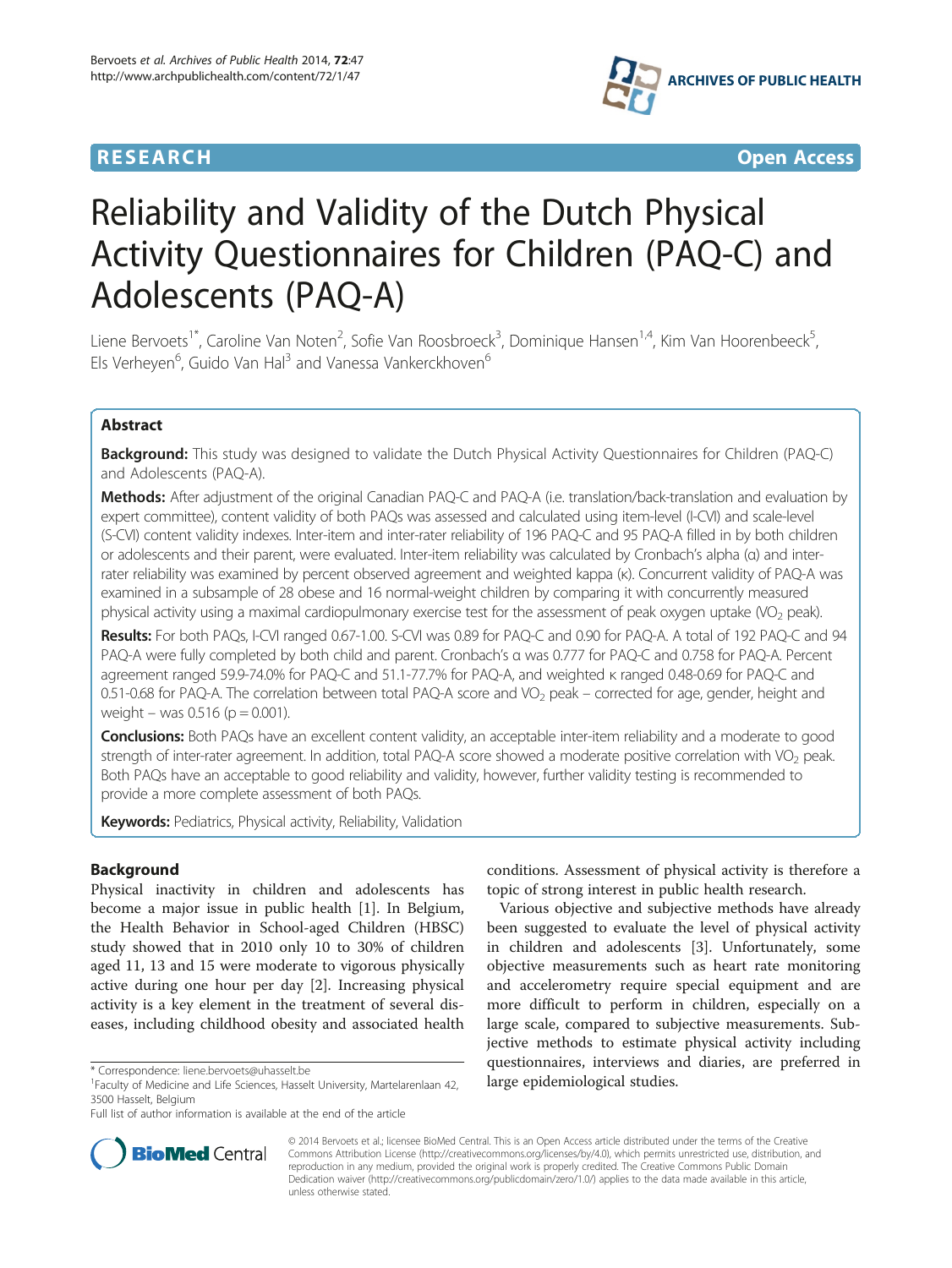**RESEARCH** **Open Access**

# Reliability and Validity of the Dutch Physical Activity Questionnaires for Children (PAQ-C) and Adolescents (PAQ-A)

Liene Bervoets[1*], Caroline Van Noten[2], Sofie Van Roosbroeck[3], Dominique Hansen[1,4], Kim Van Hoorenbeeck[5], Els Verheyen[6], Guido Van Hal[3] and Vanessa Vankerckhoven[6]

## Abstract

**Background:** This study was designed to validate the Dutch Physical Activity Questionnaires for Children (PAQ-C) and Adolescents (PAQ-A).

**Methods:** After adjustment of the original Canadian PAQ-C and PAQ-A (i.e. translation/back-translation and evaluation by expert committee), content validity of both PAQs was assessed and calculated using item-level (I-CVI) and scale-level (S-CVI) content validity indexes. Inter-item and inter-rater reliability of 196 PAQ-C and 95 PAQ-A filled in by both children or adolescents and their parent, were evaluated. Inter-item reliability was calculated by Cronbach's alpha (α) and inter-rater reliability was examined by percent observed agreement and weighted kappa (κ). Concurrent validity of PAQ-A was examined in a subsample of 28 obese and 16 normal-weight children by comparing it with concurrently measured physical activity using a maximal cardiopulmonary exercise test for the assessment of peak oxygen uptake ($VO_2$ peak).

**Results:** For both PAQs, I-CVI ranged 0.67-1.00. S-CVI was 0.89 for PAQ-C and 0.90 for PAQ-A. A total of 192 PAQ-C and 94 PAQ-A were fully completed by both child and parent. Cronbach's α was 0.777 for PAQ-C and 0.758 for PAQ-A. Percent agreement ranged 59.9-74.0% for PAQ-C and 51.1-77.7% for PAQ-A, and weighted κ ranged 0.48-0.69 for PAQ-C and 0.51-0.68 for PAQ-A. The correlation between total PAQ-A score and $VO_2$ peak – corrected for age, gender, height and weight – was 0.516 ($p = 0.001$).

**Conclusions:** Both PAQs have an excellent content validity, an acceptable inter-item reliability and a moderate to good strength of inter-rater agreement. In addition, total PAQ-A score showed a moderate positive correlation with $VO_2$ peak. Both PAQs have an acceptable to good reliability and validity, however, further validity testing is recommended to provide a more complete assessment of both PAQs.

**Keywords:** Pediatrics, Physical activity, Reliability, Validation

## Background

Physical inactivity in children and adolescents has become a major issue in public health [1]. In Belgium, the Health Behavior in School-aged Children (HBSC) study showed that in 2010 only 10 to 30% of children aged 11, 13 and 15 were moderate to vigorous physically active during one hour per day [2]. Increasing physical activity is a key element in the treatment of several diseases, including childhood obesity and associated health conditions. Assessment of physical activity is therefore a topic of strong interest in public health research.

Various objective and subjective methods have already been suggested to evaluate the level of physical activity in children and adolescents [3]. Unfortunately, some objective measurements such as heart rate monitoring and accelerometry require special equipment and are more difficult to perform in children, especially on a large scale, compared to subjective measurements. Subjective methods to estimate physical activity including questionnaires, interviews and diaries, are preferred in large epidemiological studies.

\* Correspondence: liene.bervoets@uhasselt.be

[1]Faculty of Medicine and Life Sciences, Hasselt University, Martelarenlaan 42, 3500 Hasselt, Belgium

Full list of author information is available at the end of the article

© 2014 Bervoets et al.; licensee BioMed Central. This is an Open Access article distributed under the terms of the Creative Commons Attribution License (http://creativecommons.org/licenses/by/4.0), which permits unrestricted use, distribution, and reproduction in any medium, provided the original work is properly credited. The Creative Commons Public Domain Dedication waiver (http://creativecommons.org/publicdomain/zero/1.0/) applies to the data made available in this article, unless otherwise stated.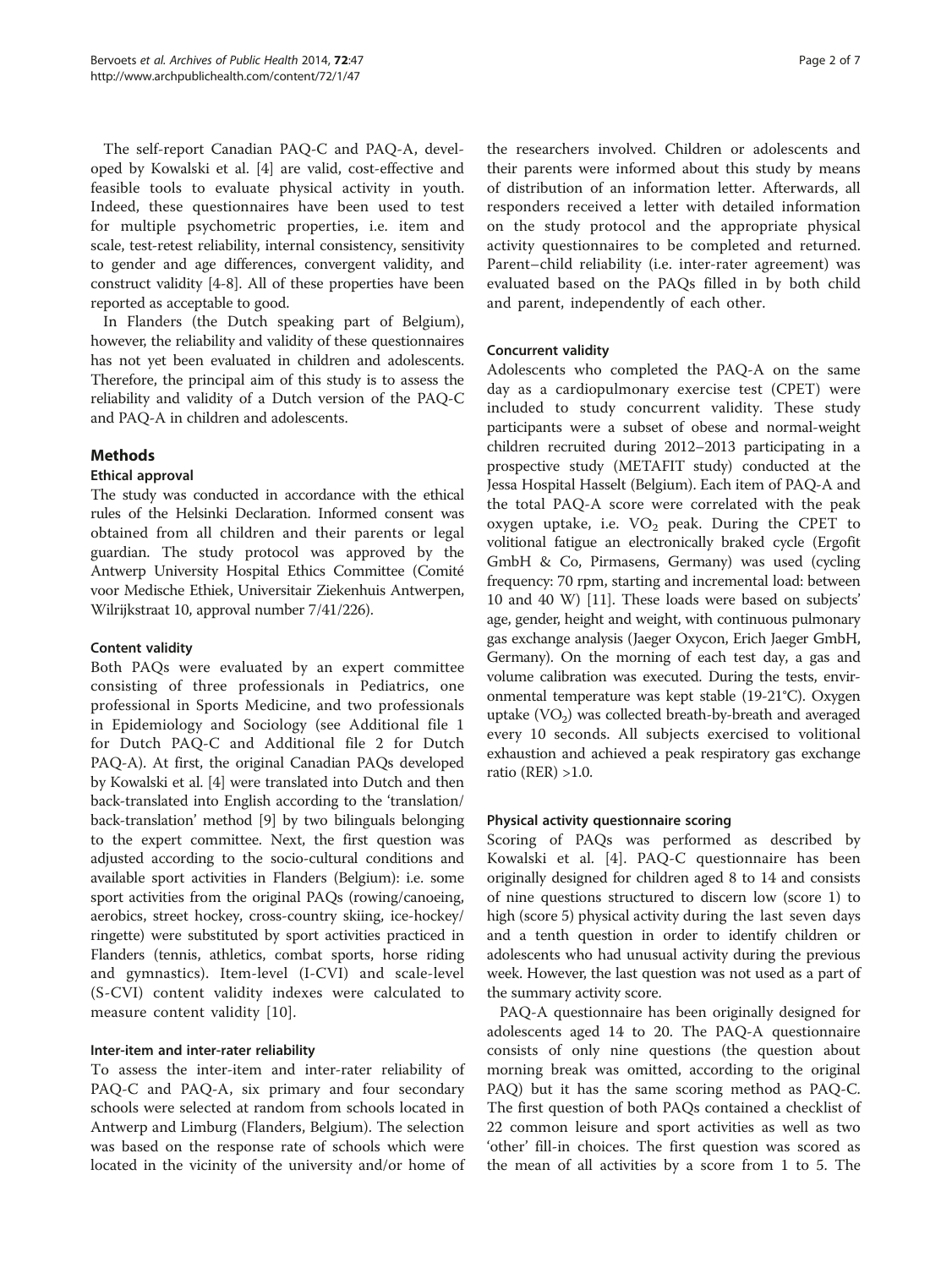The self-report Canadian PAQ-C and PAQ-A, developed by Kowalski et al. [4] are valid, cost-effective and feasible tools to evaluate physical activity in youth. Indeed, these questionnaires have been used to test for multiple psychometric properties, i.e. item and scale, test-retest reliability, internal consistency, sensitivity to gender and age differences, convergent validity, and construct validity [4-8]. All of these properties have been reported as acceptable to good.

In Flanders (the Dutch speaking part of Belgium), however, the reliability and validity of these questionnaires has not yet been evaluated in children and adolescents. Therefore, the principal aim of this study is to assess the reliability and validity of a Dutch version of the PAQ-C and PAQ-A in children and adolescents.

## Methods

### Ethical approval

The study was conducted in accordance with the ethical rules of the Helsinki Declaration. Informed consent was obtained from all children and their parents or legal guardian. The study protocol was approved by the Antwerp University Hospital Ethics Committee (Comité voor Medische Ethiek, Universitair Ziekenhuis Antwerpen, Wilrijkstraat 10, approval number 7/41/226).

### Content validity

Both PAQs were evaluated by an expert committee consisting of three professionals in Pediatrics, one professional in Sports Medicine, and two professionals in Epidemiology and Sociology (see Additional file 1 for Dutch PAQ-C and Additional file 2 for Dutch PAQ-A). At first, the original Canadian PAQs developed by Kowalski et al. [4] were translated into Dutch and then back-translated into English according to the 'translation/back-translation' method [9] by two bilinguals belonging to the expert committee. Next, the first question was adjusted according to the socio-cultural conditions and available sport activities in Flanders (Belgium): i.e. some sport activities from the original PAQs (rowing/canoeing, aerobics, street hockey, cross-country skiing, ice-hockey/ringette) were substituted by sport activities practiced in Flanders (tennis, athletics, combat sports, horse riding and gymnastics). Item-level (I-CVI) and scale-level (S-CVI) content validity indexes were calculated to measure content validity [10].

### Inter-item and inter-rater reliability

To assess the inter-item and inter-rater reliability of PAQ-C and PAQ-A, six primary and four secondary schools were selected at random from schools located in Antwerp and Limburg (Flanders, Belgium). The selection was based on the response rate of schools which were located in the vicinity of the university and/or home of the researchers involved. Children or adolescents and their parents were informed about this study by means of distribution of an information letter. Afterwards, all responders received a letter with detailed information on the study protocol and the appropriate physical activity questionnaires to be completed and returned. Parent–child reliability (i.e. inter-rater agreement) was evaluated based on the PAQs filled in by both child and parent, independently of each other.

### Concurrent validity

Adolescents who completed the PAQ-A on the same day as a cardiopulmonary exercise test (CPET) were included to study concurrent validity. These study participants were a subset of obese and normal-weight children recruited during 2012–2013 participating in a prospective study (METAFIT study) conducted at the Jessa Hospital Hasselt (Belgium). Each item of PAQ-A and the total PAQ-A score were correlated with the peak oxygen uptake, i.e. $VO_2$ peak. During the CPET to volitional fatigue an electronically braked cycle (Ergofit GmbH & Co, Pirmasens, Germany) was used (cycling frequency: 70 rpm, starting and incremental load: between 10 and 40 W) [11]. These loads were based on subjects' age, gender, height and weight, with continuous pulmonary gas exchange analysis (Jaeger Oxycon, Erich Jaeger GmbH, Germany). On the morning of each test day, a gas and volume calibration was executed. During the tests, environmental temperature was kept stable (19-21°C). Oxygen uptake ($VO_2$) was collected breath-by-breath and averaged every 10 seconds. All subjects exercised to volitional exhaustion and achieved a peak respiratory gas exchange ratio (RER) >1.0.

### Physical activity questionnaire scoring

Scoring of PAQs was performed as described by Kowalski et al. [4]. PAQ-C questionnaire has been originally designed for children aged 8 to 14 and consists of nine questions structured to discern low (score 1) to high (score 5) physical activity during the last seven days and a tenth question in order to identify children or adolescents who had unusual activity during the previous week. However, the last question was not used as a part of the summary activity score.

PAQ-A questionnaire has been originally designed for adolescents aged 14 to 20. The PAQ-A questionnaire consists of only nine questions (the question about morning break was omitted, according to the original PAQ) but it has the same scoring method as PAQ-C. The first question of both PAQs contained a checklist of 22 common leisure and sport activities as well as two 'other' fill-in choices. The first question was scored as the mean of all activities by a score from 1 to 5. The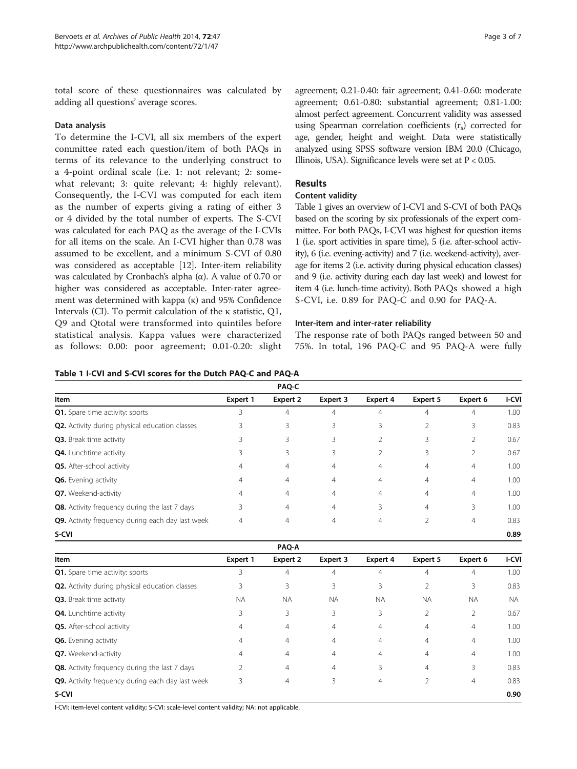total score of these questionnaires was calculated by adding all questions' average scores.

### Data analysis

To determine the I-CVI, all six members of the expert committee rated each question/item of both PAQs in terms of its relevance to the underlying construct to a 4-point ordinal scale (i.e. 1: not relevant; 2: somewhat relevant; 3: quite relevant; 4: highly relevant). Consequently, the I-CVI was computed for each item as the number of experts giving a rating of either 3 or 4 divided by the total number of experts. The S-CVI was calculated for each PAQ as the average of the I-CVIs for all items on the scale. An I-CVI higher than 0.78 was assumed to be excellent, and a minimum S-CVI of 0.80 was considered as acceptable [12]. Inter-item reliability was calculated by Cronbach's alpha (α). A value of 0.70 or higher was considered as acceptable. Inter-rater agreement was determined with kappa (κ) and 95% Confidence Intervals (CI). To permit calculation of the κ statistic, Q1, Q9 and Qtotal were transformed into quintiles before statistical analysis. Kappa values were characterized as follows: 0.00: poor agreement; 0.01-0.20: slight agreement; 0.21-0.40: fair agreement; 0.41-0.60: moderate agreement; 0.61-0.80: substantial agreement; 0.81-1.00: almost perfect agreement. Concurrent validity was assessed using Spearman correlation coefficients ($r_s$) corrected for age, gender, height and weight. Data were statistically analyzed using SPSS software version IBM 20.0 (Chicago, Illinois, USA). Significance levels were set at $P < 0.05$.

## Results

### Content validity

Table 1 gives an overview of I-CVI and S-CVI of both PAQs based on the scoring by six professionals of the expert committee. For both PAQs, I-CVI was highest for question items 1 (i.e. sport activities in spare time), 5 (i.e. after-school activity), 6 (i.e. evening-activity) and 7 (i.e. weekend-activity), average for items 2 (i.e. activity during physical education classes) and 9 (i.e. activity during each day last week) and lowest for item 4 (i.e. lunch-time activity). Both PAQs showed a high S-CVI, i.e. 0.89 for PAQ-C and 0.90 for PAQ-A.

### Inter-item and inter-rater reliability

The response rate of both PAQs ranged between 50 and 75%. In total, 196 PAQ-C and 95 PAQ-A were fully

**Table 1 I-CVI and S-CVI scores for the Dutch PAQ-C and PAQ-A**

| PAQ-C | | | | | | | |
|---|---|---|---|---|---|---|---|
| **Item** | **Expert 1** | **Expert 2** | **Expert 3** | **Expert 4** | **Expert 5** | **Expert 6** | **I-CVI** |
| **Q1.** Spare time activity: sports | 3 | 4 | 4 | 4 | 4 | 4 | 1.00 |
| **Q2.** Activity during physical education classes | 3 | 3 | 3 | 3 | 2 | 3 | 0.83 |
| **Q3.** Break time activity | 3 | 3 | 3 | 2 | 3 | 2 | 0.67 |
| **Q4.** Lunchtime activity | 3 | 3 | 3 | 2 | 3 | 2 | 0.67 |
| **Q5.** After-school activity | 4 | 4 | 4 | 4 | 4 | 4 | 1.00 |
| **Q6.** Evening activity | 4 | 4 | 4 | 4 | 4 | 4 | 1.00 |
| **Q7.** Weekend-activity | 4 | 4 | 4 | 4 | 4 | 4 | 1.00 |
| **Q8.** Activity frequency during the last 7 days | 3 | 4 | 4 | 3 | 4 | 3 | 1.00 |
| **Q9.** Activity frequency during each day last week | 4 | 4 | 4 | 4 | 2 | 4 | 0.83 |
| **S-CVI** | | | | | | | **0.89** |
| **PAQ-A** | | | | | | | |
| **Item** | **Expert 1** | **Expert 2** | **Expert 3** | **Expert 4** | **Expert 5** | **Expert 6** | **I-CVI** |
| **Q1.** Spare time activity: sports | 3 | 4 | 4 | 4 | 4 | 4 | 1.00 |
| **Q2.** Activity during physical education classes | 3 | 3 | 3 | 3 | 2 | 3 | 0.83 |
| **Q3.** Break time activity | NA | NA | NA | NA | NA | NA | NA |
| **Q4.** Lunchtime activity | 3 | 3 | 3 | 3 | 2 | 2 | 0.67 |
| **Q5.** After-school activity | 4 | 4 | 4 | 4 | 4 | 4 | 1.00 |
| **Q6.** Evening activity | 4 | 4 | 4 | 4 | 4 | 4 | 1.00 |
| **Q7.** Weekend-activity | 4 | 4 | 4 | 4 | 4 | 4 | 1.00 |
| **Q8.** Activity frequency during the last 7 days | 2 | 4 | 4 | 3 | 4 | 3 | 0.83 |
| **Q9.** Activity frequency during each day last week | 3 | 4 | 3 | 4 | 2 | 4 | 0.83 |
| **S-CVI** | | | | | | | **0.90** |

I-CVI: item-level content validity; S-CVI: scale-level content validity; NA: not applicable.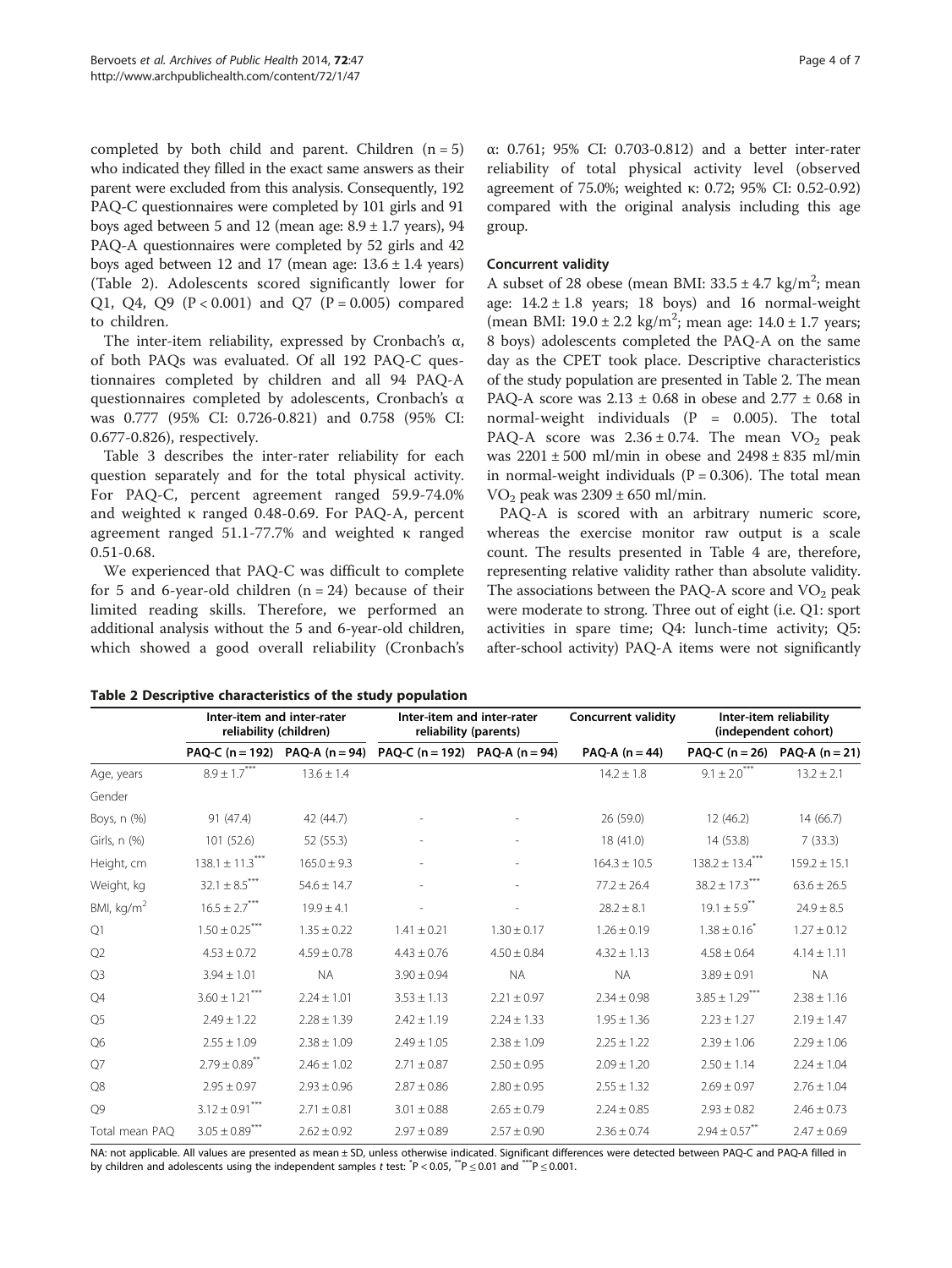completed by both child and parent. Children (n = 5) who indicated they filled in the exact same answers as their parent were excluded from this analysis. Consequently, 192 PAQ-C questionnaires were completed by 101 girls and 91 boys aged between 5 and 12 (mean age: 8.9 ± 1.7 years), 94 PAQ-A questionnaires were completed by 52 girls and 42 boys aged between 12 and 17 (mean age: 13.6 ± 1.4 years) (Table 2). Adolescents scored significantly lower for Q1, Q4, Q9 (P < 0.001) and Q7 (P = 0.005) compared to children.

The inter-item reliability, expressed by Cronbach's α, of both PAQs was evaluated. Of all 192 PAQ-C questionnaires completed by children and all 94 PAQ-A questionnaires completed by adolescents, Cronbach's α was 0.777 (95% CI: 0.726-0.821) and 0.758 (95% CI: 0.677-0.826), respectively.

Table 3 describes the inter-rater reliability for each question separately and for the total physical activity. For PAQ-C, percent agreement ranged 59.9-74.0% and weighted κ ranged 0.48-0.69. For PAQ-A, percent agreement ranged 51.1-77.7% and weighted κ ranged 0.51-0.68.

We experienced that PAQ-C was difficult to complete for 5 and 6-year-old children (n = 24) because of their limited reading skills. Therefore, we performed an additional analysis without the 5 and 6-year-old children, which showed a good overall reliability (Cronbach's α: 0.761; 95% CI: 0.703-0.812) and a better inter-rater reliability of total physical activity level (observed agreement of 75.0%; weighted κ: 0.72; 95% CI: 0.52-0.92) compared with the original analysis including this age group.

### Concurrent validity

A subset of 28 obese (mean BMI: 33.5 ± 4.7 kg/m$^2$; mean age: 14.2 ± 1.8 years; 18 boys) and 16 normal-weight (mean BMI: 19.0 ± 2.2 kg/m$^2$; mean age: 14.0 ± 1.7 years; 8 boys) adolescents completed the PAQ-A on the same day as the CPET took place. Descriptive characteristics of the study population are presented in Table 2. The mean PAQ-A score was 2.13 ± 0.68 in obese and 2.77 ± 0.68 in normal-weight individuals (P = 0.005). The total PAQ-A score was 2.36 ± 0.74. The mean $VO_2$ peak was 2201 ± 500 ml/min in obese and 2498 ± 835 ml/min in normal-weight individuals (P = 0.306). The total mean $VO_2$ peak was 2309 ± 650 ml/min.

PAQ-A is scored with an arbitrary numeric score, whereas the exercise monitor raw output is a scale count. The results presented in Table 4 are, therefore, representing relative validity rather than absolute validity. The associations between the PAQ-A score and $VO_2$ peak were moderate to strong. Three out of eight (i.e. Q1: sport activities in spare time; Q4: lunch-time activity; Q5: after-school activity) PAQ-A items were not significantly

**Table 2 Descriptive characteristics of the study population**

| | Inter-item and inter-rater reliability (children) | | Inter-item and inter-rater reliability (parents) | | Concurrent validity | Inter-item reliability (independent cohort) | |
|---|---|---|---|---|---|---|---|
| | PAQ-C (n = 192) | PAQ-A (n = 94) | PAQ-C (n = 192) | PAQ-A (n = 94) | PAQ-A (n = 44) | PAQ-C (n = 26) | PAQ-A (n = 21) |
| Age, years | 8.9 ± 1.7*** | 13.6 ± 1.4 | | | 14.2 ± 1.8 | 9.1 ± 2.0*** | 13.2 ± 2.1 |
| Gender | | | | | | | |
| Boys, n (%) | 91 (47.4) | 42 (44.7) | - | - | 26 (59.0) | 12 (46.2) | 14 (66.7) |
| Girls, n (%) | 101 (52.6) | 52 (55.3) | - | - | 18 (41.0) | 14 (53.8) | 7 (33.3) |
| Height, cm | 138.1 ± 11.3*** | 165.0 ± 9.3 | - | - | 164.3 ± 10.5 | 138.2 ± 13.4*** | 159.2 ± 15.1 |
| Weight, kg | 32.1 ± 8.5*** | 54.6 ± 14.7 | - | - | 77.2 ± 26.4 | 38.2 ± 17.3*** | 63.6 ± 26.5 |
| BMI, kg/m$^2$ | 16.5 ± 2.7*** | 19.9 ± 4.1 | - | - | 28.2 ± 8.1 | 19.1 ± 5.9** | 24.9 ± 8.5 |
| Q1 | 1.50 ± 0.25*** | 1.35 ± 0.22 | 1.41 ± 0.21 | 1.30 ± 0.17 | 1.26 ± 0.19 | 1.38 ± 0.16* | 1.27 ± 0.12 |
| Q2 | 4.53 ± 0.72 | 4.59 ± 0.78 | 4.43 ± 0.76 | 4.50 ± 0.84 | 4.32 ± 1.13 | 4.58 ± 0.64 | 4.14 ± 1.11 |
| Q3 | 3.94 ± 1.01 | NA | 3.90 ± 0.94 | NA | NA | 3.89 ± 0.91 | NA |
| Q4 | 3.60 ± 1.21*** | 2.24 ± 1.01 | 3.53 ± 1.13 | 2.21 ± 0.97 | 2.34 ± 0.98 | 3.85 ± 1.29*** | 2.38 ± 1.16 |
| Q5 | 2.49 ± 1.22 | 2.28 ± 1.39 | 2.42 ± 1.19 | 2.24 ± 1.33 | 1.95 ± 1.36 | 2.23 ± 1.27 | 2.19 ± 1.47 |
| Q6 | 2.55 ± 1.09 | 2.38 ± 1.09 | 2.49 ± 1.05 | 2.38 ± 1.09 | 2.25 ± 1.22 | 2.39 ± 1.06 | 2.29 ± 1.06 |
| Q7 | 2.79 ± 0.89** | 2.46 ± 1.02 | 2.71 ± 0.87 | 2.50 ± 0.95 | 2.09 ± 1.20 | 2.50 ± 1.14 | 2.24 ± 1.04 |
| Q8 | 2.95 ± 0.97 | 2.93 ± 0.96 | 2.87 ± 0.86 | 2.80 ± 0.95 | 2.55 ± 1.32 | 2.69 ± 0.97 | 2.76 ± 1.04 |
| Q9 | 3.12 ± 0.91*** | 2.71 ± 0.81 | 3.01 ± 0.88 | 2.65 ± 0.79 | 2.24 ± 0.85 | 2.93 ± 0.82 | 2.46 ± 0.73 |
| Total mean PAQ | 3.05 ± 0.89*** | 2.62 ± 0.92 | 2.97 ± 0.89 | 2.57 ± 0.90 | 2.36 ± 0.74 | 2.94 ± 0.57** | 2.47 ± 0.69 |

NA: not applicable. All values are presented as mean ± SD, unless otherwise indicated. Significant differences were detected between PAQ-C and PAQ-A filled in by children and adolescents using the independent samples *t* test: *P < 0.05, **P ≤ 0.01 and ***P ≤ 0.001.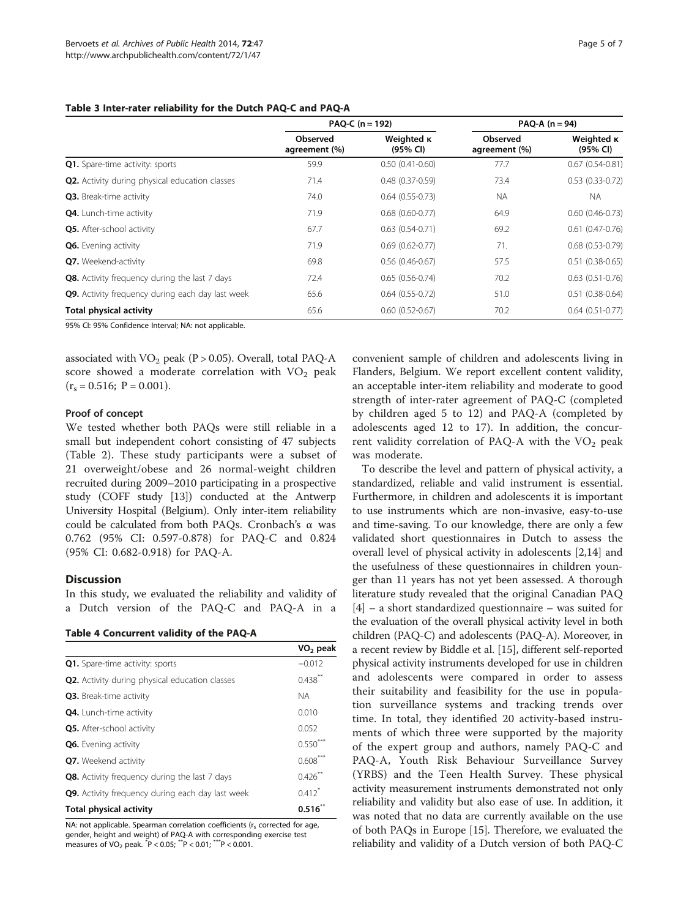**Table 3 Inter-rater reliability for the Dutch PAQ-C and PAQ-A**

| | PAQ-C (n = 192) | | PAQ-A (n = 94) | |
|---|---|---|---|---|
| | Observed agreement (%) | Weighted κ (95% CI) | Observed agreement (%) | Weighted κ (95% CI) |
| **Q1.** Spare-time activity: sports | 59.9 | 0.50 (0.41-0.60) | 77.7 | 0.67 (0.54-0.81) |
| **Q2.** Activity during physical education classes | 71.4 | 0.48 (0.37-0.59) | 73.4 | 0.53 (0.33-0.72) |
| **Q3.** Break-time activity | 74.0 | 0.64 (0.55-0.73) | NA | NA |
| **Q4.** Lunch-time activity | 71.9 | 0.68 (0.60-0.77) | 64.9 | 0.60 (0.46-0.73) |
| **Q5.** After-school activity | 67.7 | 0.63 (0.54-0.71) | 69.2 | 0.61 (0.47-0.76) |
| **Q6.** Evening activity | 71.9 | 0.69 (0.62-0.77) | 71. | 0.68 (0.53-0.79) |
| **Q7.** Weekend-activity | 69.8 | 0.56 (0.46-0.67) | 57.5 | 0.51 (0.38-0.65) |
| **Q8.** Activity frequency during the last 7 days | 72.4 | 0.65 (0.56-0.74) | 70.2 | 0.63 (0.51-0.76) |
| **Q9.** Activity frequency during each day last week | 65.6 | 0.64 (0.55-0.72) | 51.0 | 0.51 (0.38-0.64) |
| **Total physical activity** | 65.6 | 0.60 (0.52-0.67) | 70.2 | 0.64 (0.51-0.77) |

95% CI: 95% Confidence Interval; NA: not applicable.

associated with $VO_2$ peak ($P > 0.05$). Overall, total PAQ-A score showed a moderate correlation with $VO_2$ peak ($r_s = 0.516$; $P = 0.001$).

### Proof of concept

We tested whether both PAQs were still reliable in a small but independent cohort consisting of 47 subjects (Table 2). These study participants were a subset of 21 overweight/obese and 26 normal-weight children recruited during 2009–2010 participating in a prospective study (COFF study [13]) conducted at the Antwerp University Hospital (Belgium). Only inter-item reliability could be calculated from both PAQs. Cronbach's α was 0.762 (95% CI: 0.597-0.878) for PAQ-C and 0.824 (95% CI: 0.682-0.918) for PAQ-A.

## Discussion

In this study, we evaluated the reliability and validity of a Dutch version of the PAQ-C and PAQ-A in a convenient sample of children and adolescents living in Flanders, Belgium. We report excellent content validity, an acceptable inter-item reliability and moderate to good strength of inter-rater agreement of PAQ-C (completed by children aged 5 to 12) and PAQ-A (completed by adolescents aged 12 to 17). In addition, the concurrent validity correlation of PAQ-A with the $VO_2$ peak was moderate.

**Table 4 Concurrent validity of the PAQ-A**

| | $VO_2$ peak |
|---|---|
| **Q1.** Spare-time activity: sports | −0.012 |
| **Q2.** Activity during physical education classes | 0.438** |
| **Q3.** Break-time activity | NA |
| **Q4.** Lunch-time activity | 0.010 |
| **Q5.** After-school activity | 0.052 |
| **Q6.** Evening activity | 0.550*** |
| **Q7.** Weekend activity | 0.608*** |
| **Q8.** Activity frequency during the last 7 days | 0.426** |
| **Q9.** Activity frequency during each day last week | 0.412* |
| **Total physical activity** | **0.516**** |

NA: not applicable. Spearman correlation coefficients ($r_s$ corrected for age, gender, height and weight) of PAQ-A with corresponding exercise test measures of $VO_2$ peak. *$P < 0.05$; **$P < 0.01$; ***$P < 0.001$.

To describe the level and pattern of physical activity, a standardized, reliable and valid instrument is essential. Furthermore, in children and adolescents it is important to use instruments which are non-invasive, easy-to-use and time-saving. To our knowledge, there are only a few validated short questionnaires in Dutch to assess the overall level of physical activity in adolescents [2,14] and the usefulness of these questionnaires in children younger than 11 years has not yet been assessed. A thorough literature study revealed that the original Canadian PAQ [4] – a short standardized questionnaire – was suited for the evaluation of the overall physical activity level in both children (PAQ-C) and adolescents (PAQ-A). Moreover, in a recent review by Biddle et al. [15], different self-reported physical activity instruments developed for use in children and adolescents were compared in order to assess their suitability and feasibility for the use in population surveillance systems and tracking trends over time. In total, they identified 20 activity-based instruments of which three were supported by the majority of the expert group and authors, namely PAQ-C and PAQ-A, Youth Risk Behaviour Surveillance Survey (YRBS) and the Teen Health Survey. These physical activity measurement instruments demonstrated not only reliability and validity but also ease of use. In addition, it was noted that no data are currently available on the use of both PAQs in Europe [15]. Therefore, we evaluated the reliability and validity of a Dutch version of both PAQ-C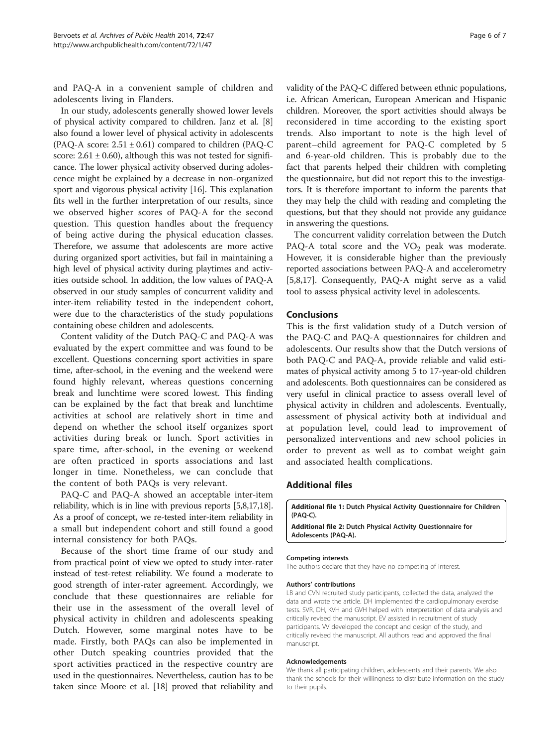and PAQ-A in a convenient sample of children and adolescents living in Flanders.

In our study, adolescents generally showed lower levels of physical activity compared to children. Janz et al. [8] also found a lower level of physical activity in adolescents (PAQ-A score: 2.51 ± 0.61) compared to children (PAQ-C score: 2.61 ± 0.60), although this was not tested for significance. The lower physical activity observed during adolescence might be explained by a decrease in non-organized sport and vigorous physical activity [16]. This explanation fits well in the further interpretation of our results, since we observed higher scores of PAQ-A for the second question. This question handles about the frequency of being active during the physical education classes. Therefore, we assume that adolescents are more active during organized sport activities, but fail in maintaining a high level of physical activity during playtimes and activities outside school. In addition, the low values of PAQ-A observed in our study samples of concurrent validity and inter-item reliability tested in the independent cohort, were due to the characteristics of the study populations containing obese children and adolescents.

Content validity of the Dutch PAQ-C and PAQ-A was evaluated by the expert committee and was found to be excellent. Questions concerning sport activities in spare time, after-school, in the evening and the weekend were found highly relevant, whereas questions concerning break and lunchtime were scored lowest. This finding can be explained by the fact that break and lunchtime activities at school are relatively short in time and depend on whether the school itself organizes sport activities during break or lunch. Sport activities in spare time, after-school, in the evening or weekend are often practiced in sports associations and last longer in time. Nonetheless, we can conclude that the content of both PAQs is very relevant.

PAQ-C and PAQ-A showed an acceptable inter-item reliability, which is in line with previous reports [5,8,17,18]. As a proof of concept, we re-tested inter-item reliability in a small but independent cohort and still found a good internal consistency for both PAQs.

Because of the short time frame of our study and from practical point of view we opted to study inter-rater instead of test-retest reliability. We found a moderate to good strength of inter-rater agreement. Accordingly, we conclude that these questionnaires are reliable for their use in the assessment of the overall level of physical activity in children and adolescents speaking Dutch. However, some marginal notes have to be made. Firstly, both PAQs can also be implemented in other Dutch speaking countries provided that the sport activities practiced in the respective country are used in the questionnaires. Nevertheless, caution has to be taken since Moore et al. [18] proved that reliability and validity of the PAQ-C differed between ethnic populations, i.e. African American, European American and Hispanic children. Moreover, the sport activities should always be reconsidered in time according to the existing sport trends. Also important to note is the high level of parent–child agreement for PAQ-C completed by 5 and 6-year-old children. This is probably due to the fact that parents helped their children with completing the questionnaire, but did not report this to the investigators. It is therefore important to inform the parents that they may help the child with reading and completing the questions, but that they should not provide any guidance in answering the questions.

The concurrent validity correlation between the Dutch PAQ-A total score and the $VO_2$ peak was moderate. However, it is considerable higher than the previously reported associations between PAQ-A and accelerometry [5,8,17]. Consequently, PAQ-A might serve as a valid tool to assess physical activity level in adolescents.

## Conclusions

This is the first validation study of a Dutch version of the PAQ-C and PAQ-A questionnaires for children and adolescents. Our results show that the Dutch versions of both PAQ-C and PAQ-A, provide reliable and valid estimates of physical activity among 5 to 17-year-old children and adolescents. Both questionnaires can be considered as very useful in clinical practice to assess overall level of physical activity in children and adolescents. Eventually, assessment of physical activity both at individual and at population level, could lead to improvement of personalized interventions and new school policies in order to prevent as well as to combat weight gain and associated health complications.

## Additional files

**Additional file 1:** Dutch Physical Activity Questionnaire for Children (PAQ-C).

**Additional file 2:** Dutch Physical Activity Questionnaire for Adolescents (PAQ-A).

#### Competing interests

The authors declare that they have no competing of interest.

#### Authors' contributions

LB and CVN recruited study participants, collected the data, analyzed the data and wrote the article. DH implemented the cardiopulmonary exercise tests. SVR, DH, KVH and GVH helped with interpretation of data analysis and critically revised the manuscript. EV assisted in recruitment of study participants. VV developed the concept and design of the study, and critically revised the manuscript. All authors read and approved the final manuscript.

#### Acknowledgements

We thank all participating children, adolescents and their parents. We also thank the schools for their willingness to distribute information on the study to their pupils.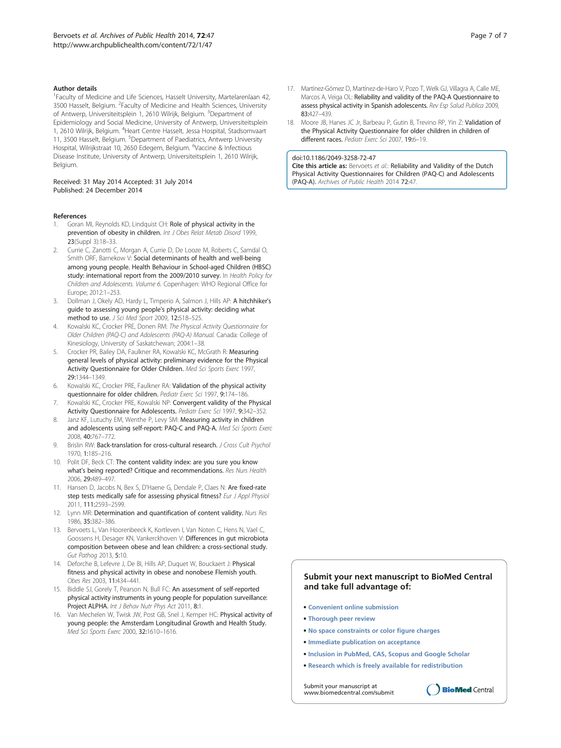### Author details

[1]Faculty of Medicine and Life Sciences, Hasselt University, Martelarenlaan 42, 3500 Hasselt, Belgium. [2]Faculty of Medicine and Health Sciences, University of Antwerp, Universiteitsplein 1, 2610 Wilrijk, Belgium. [3]Department of Epidemiology and Social Medicine, University of Antwerp, Universiteitsplein 1, 2610 Wilrijk, Belgium. [4]Heart Centre Hasselt, Jessa Hospital, Stadsomvaart 11, 3500 Hasselt, Belgium. [5]Department of Paediatrics, Antwerp University Hospital, Wilrijkstraat 10, 2650 Edegem, Belgium. [6]Vaccine & Infectious Disease Institute, University of Antwerp, Universiteitsplein 1, 2610 Wilrijk, Belgium.

Received: 31 May 2014 Accepted: 31 July 2014
Published: 24 December 2014

### References

1. Goran MI, Reynolds KD, Lindquist CH: **Role of physical activity in the prevention of obesity in children.** *Int J Obes Relat Metab Disord* 1999, **23**(Suppl 3):18–33.
2. Currie C, Zanotti C, Morgan A, Currie D, De Looze M, Roberts C, Samdal O, Smith ORF, Barnekow V: **Social determinants of health and well-being among young people. Health Behaviour in School-aged Children (HBSC) study: international report from the 2009/2010 survey.** In *Health Policy for Children and Adolescents. Volume 6.* Copenhagen: WHO Regional Office for Europe; 2012:1–253.
3. Dollman J, Okely AD, Hardy L, Timperio A, Salmon J, Hills AP: **A hitchhiker's guide to assessing young people's physical activity: deciding what method to use.** *J Sci Med Sport* 2009, **12**:518–525.
4. Kowalski KC, Crocker PRE, Donen RM: *The Physical Activity Questionnaire for Older Children (PAQ-C) and Adolescents (PAQ-A) Manual.* Canada: College of Kinesiology, University of Saskatchewan; 2004:1–38.
5. Crocker PR, Bailey DA, Faulkner RA, Kowalski KC, McGrath R: **Measuring general levels of physical activity: preliminary evidence for the Physical Activity Questionnaire for Older Children.** *Med Sci Sports Exerc* 1997, **29**:1344–1349.
6. Kowalski KC, Crocker PRE, Faulkner RA: **Validation of the physical activity questionnaire for older children.** *Pediatr Exerc Sci* 1997, **9**:174–186.
7. Kowalski KC, Crocker PRE, Kowalski NP: **Convergent validity of the Physical Activity Questionnaire for Adolescents.** *Pediatr Exerc Sci* 1997, **9**:342–352.
8. Janz KF, Lutuchy EM, Wenthe P, Levy SM: **Measuring activity in children and adolescents using self-report: PAQ-C and PAQ-A.** *Med Sci Sports Exerc* 2008, **40**:767–772.
9. Brislin RW: **Back-translation for cross-cultural research.** *J Cross Cult Psychol* 1970, **1**:185–216.
10. Polit DF, Beck CT: **The content validity index: are you sure you know what's being reported? Critique and recommendations.** *Res Nurs Health* 2006, **29**:489–497.
11. Hansen D, Jacobs N, Bex S, D'Haene G, Dendale P, Claes N: **Are fixed-rate step tests medically safe for assessing physical fitness?** *Eur J Appl Physiol* 2011, **111**:2593–2599.
12. Lynn MR: **Determination and quantification of content validity.** *Nurs Res* 1986, **35**:382–386.
13. Bervoets L, Van Hoorenbeeck K, Kortleven I, Van Noten C, Hens N, Vael C, Goossens H, Desager KN, Vankerckhoven V: **Differences in gut microbiota composition between obese and lean children: a cross-sectional study.** *Gut Pathog* 2013, **5**:10.
14. Deforche B, Lefevre J, De Bl, Hills AP, Duquet W, Bouckaert J: **Physical fitness and physical activity in obese and nonobese Flemish youth.** *Obes Res* 2003, **11**:434–441.
15. Biddle SJ, Gorely T, Pearson N, Bull FC: **An assessment of self-reported physical activity instruments in young people for population surveillance: Project ALPHA.** *Int J Behav Nutr Phys Act* 2011, **8**:1.
16. Van Mechelen W, Twisk JW, Post GB, Snel J, Kemper HC: **Physical activity of young people: the Amsterdam Longitudinal Growth and Health Study.** *Med Sci Sports Exerc* 2000, **32**:1610–1616.
17. Martínez-Gómez D, Martínez-de-Haro V, Pozo T, Welk GJ, Villagra A, Calle ME, Marcos A, Veiga OL: **Reliability and validity of the PAQ-A Questionnaire to assess physical activity in Spanish adolescents.** *Rev Esp Salud Publica* 2009, **83**:427–439.
18. Moore JB, Hanes JC Jr, Barbeau P, Gutin B, Trevino RP, Yin Z: **Validation of the Physical Activity Questionnaire for older children in children of different races.** *Pediatr Exerc Sci* 2007, **19**:6–19.

doi:10.1186/2049-3258-72-47
**Cite this article as:** Bervoets *et al.*: Reliability and Validity of the Dutch Physical Activity Questionnaires for Children (PAQ-C) and Adolescents (PAQ-A). *Archives of Public Health* 2014 **72**:47.

**Submit your next manuscript to BioMed Central and take full advantage of:**

- **Convenient online submission**
- **Thorough peer review**
- **No space constraints or color figure charges**
- **Immediate publication on acceptance**
- **Inclusion in PubMed, CAS, Scopus and Google Scholar**
- **Research which is freely available for redistribution**

Submit your manuscript at
www.biomedcentral.com/submit

BioMed Central